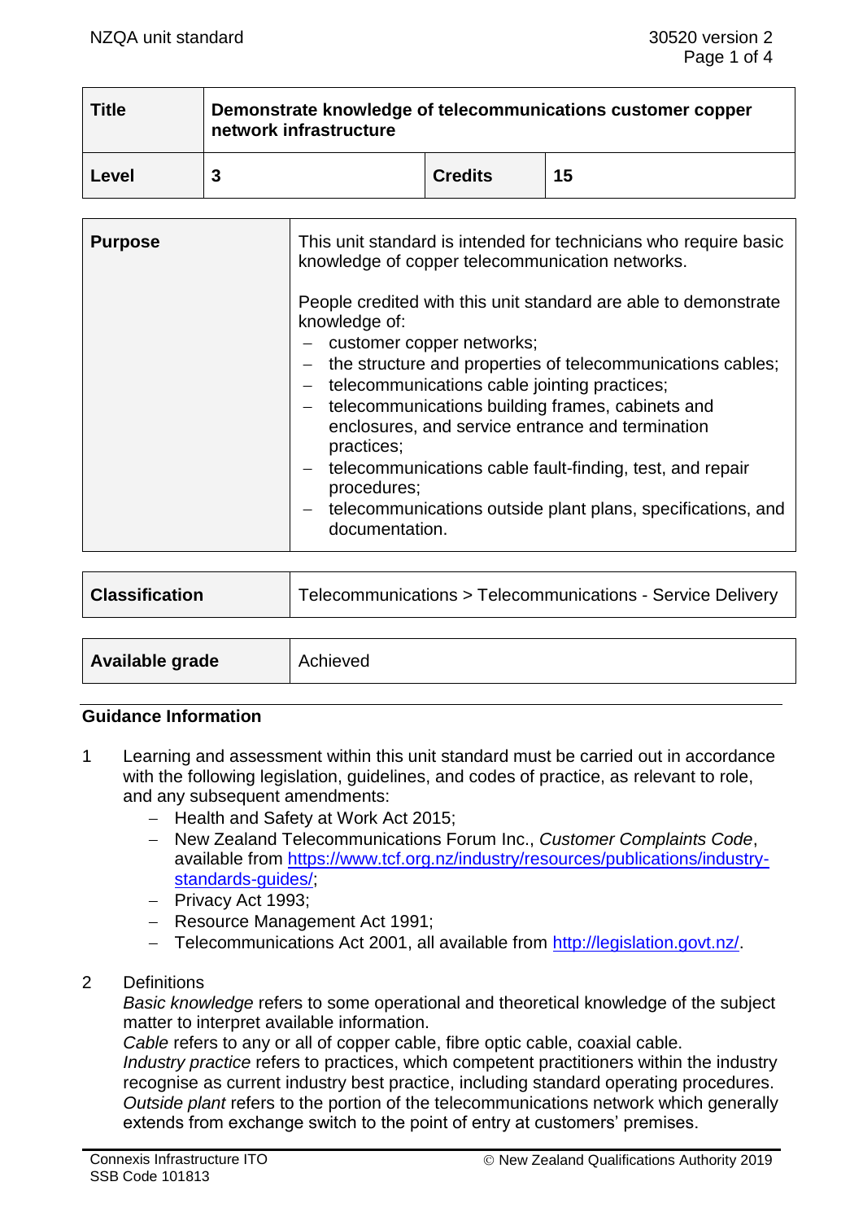| Title | Demonstrate knowledge of telecommunications customer copper network infrastructure | | |
|---|---|---|---|
| Level | 3 | Credits | 15 |

| Purpose | This unit standard is intended for technicians who require basic knowledge of copper telecommunication networks.<br><br>People credited with this unit standard are able to demonstrate knowledge of:<br>– customer copper networks;<br>– the structure and properties of telecommunications cables;<br>– telecommunications cable jointing practices;<br>– telecommunications building frames, cabinets and enclosures, and service entrance and termination practices;<br>– telecommunications cable fault-finding, test, and repair procedures;<br>– telecommunications outside plant plans, specifications, and documentation. |
|---|---|

| Classification | Telecommunications > Telecommunications - Service Delivery |
|---|---|

| Available grade | Achieved |
|---|---|

## Guidance Information

1. Learning and assessment within this unit standard must be carried out in accordance with the following legislation, guidelines, and codes of practice, as relevant to role, and any subsequent amendments:
   - Health and Safety at Work Act 2015;
   - New Zealand Telecommunications Forum Inc., *Customer Complaints Code*, available from https://www.tcf.org.nz/industry/resources/publications/industry-standards-guides/;
   - Privacy Act 1993;
   - Resource Management Act 1991;
   - Telecommunications Act 2001, all available from http://legislation.govt.nz/.

2. Definitions
   *Basic knowledge* refers to some operational and theoretical knowledge of the subject matter to interpret available information.
   *Cable* refers to any or all of copper cable, fibre optic cable, coaxial cable.
   *Industry practice* refers to practices, which competent practitioners within the industry recognise as current industry best practice, including standard operating procedures.
   *Outside plant* refers to the portion of the telecommunications network which generally extends from exchange switch to the point of entry at customers' premises.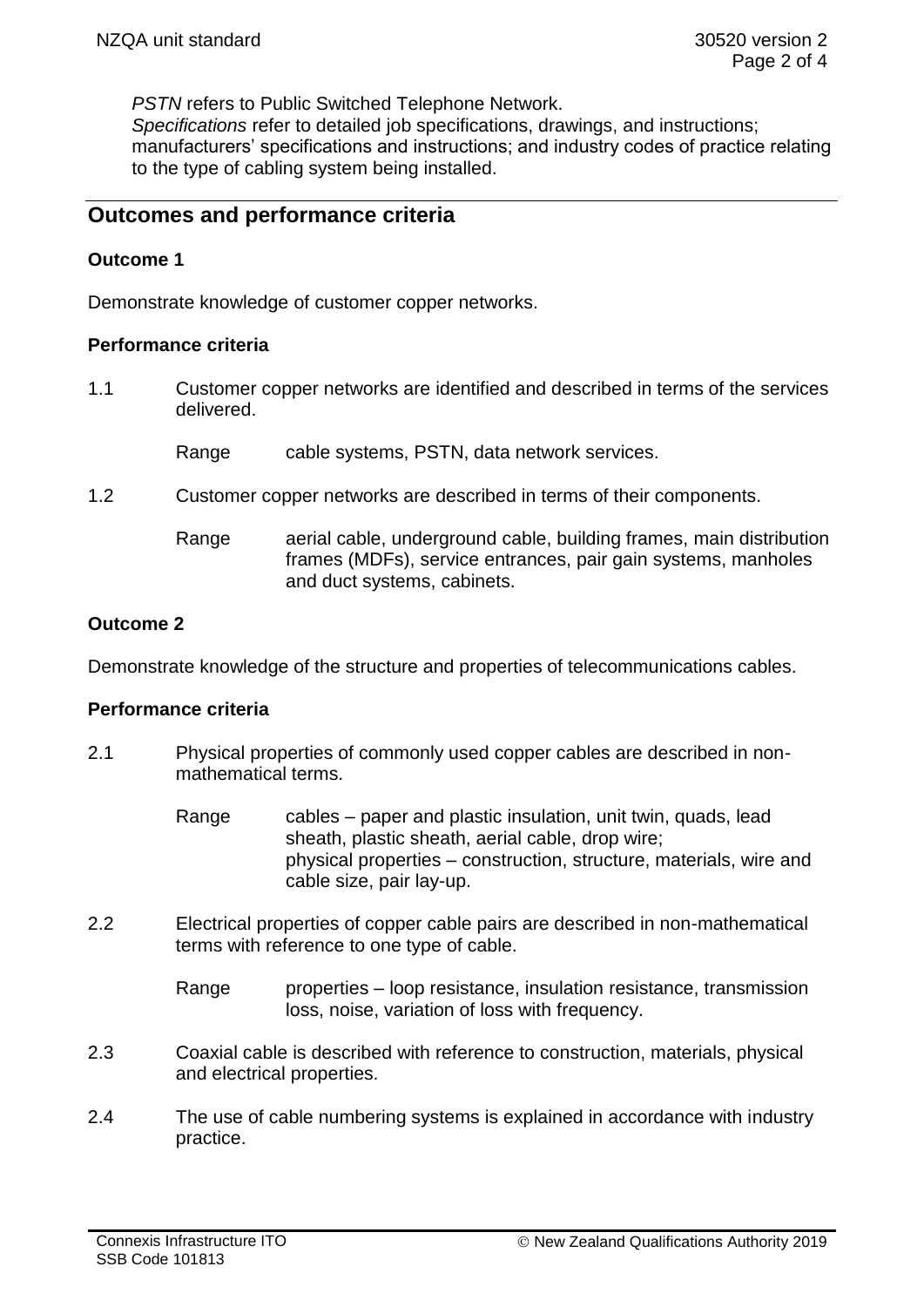*PSTN* refers to Public Switched Telephone Network.
*Specifications* refer to detailed job specifications, drawings, and instructions; manufacturers' specifications and instructions; and industry codes of practice relating to the type of cabling system being installed.

## Outcomes and performance criteria

### Outcome 1

Demonstrate knowledge of customer copper networks.

#### Performance criteria

1.1 Customer copper networks are identified and described in terms of the services delivered.

Range cable systems, PSTN, data network services.

1.2 Customer copper networks are described in terms of their components.

Range aerial cable, underground cable, building frames, main distribution frames (MDFs), service entrances, pair gain systems, manholes and duct systems, cabinets.

### Outcome 2

Demonstrate knowledge of the structure and properties of telecommunications cables.

#### Performance criteria

2.1 Physical properties of commonly used copper cables are described in non-mathematical terms.

Range cables – paper and plastic insulation, unit twin, quads, lead sheath, plastic sheath, aerial cable, drop wire;
physical properties – construction, structure, materials, wire and cable size, pair lay-up.

2.2 Electrical properties of copper cable pairs are described in non-mathematical terms with reference to one type of cable.

Range properties – loop resistance, insulation resistance, transmission loss, noise, variation of loss with frequency.

2.3 Coaxial cable is described with reference to construction, materials, physical and electrical properties.

2.4 The use of cable numbering systems is explained in accordance with industry practice.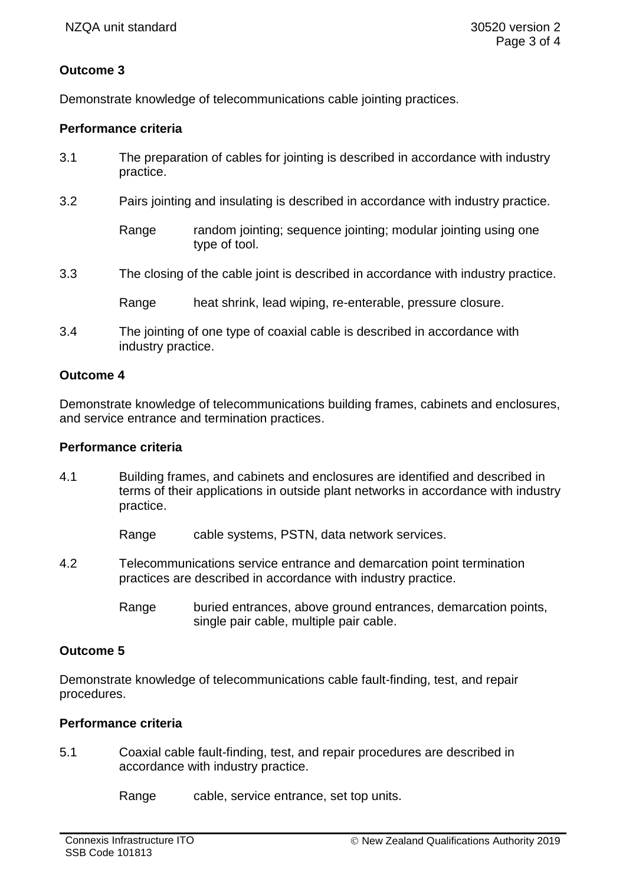## Outcome 3

Demonstrate knowledge of telecommunications cable jointing practices.

### Performance criteria

3.1 The preparation of cables for jointing is described in accordance with industry practice.

3.2 Pairs jointing and insulating is described in accordance with industry practice.

Range random jointing; sequence jointing; modular jointing using one type of tool.

3.3 The closing of the cable joint is described in accordance with industry practice.

Range heat shrink, lead wiping, re-enterable, pressure closure.

3.4 The jointing of one type of coaxial cable is described in accordance with industry practice.

## Outcome 4

Demonstrate knowledge of telecommunications building frames, cabinets and enclosures, and service entrance and termination practices.

### Performance criteria

4.1 Building frames, and cabinets and enclosures are identified and described in terms of their applications in outside plant networks in accordance with industry practice.

Range cable systems, PSTN, data network services.

4.2 Telecommunications service entrance and demarcation point termination practices are described in accordance with industry practice.

Range buried entrances, above ground entrances, demarcation points, single pair cable, multiple pair cable.

## Outcome 5

Demonstrate knowledge of telecommunications cable fault-finding, test, and repair procedures.

### Performance criteria

5.1 Coaxial cable fault-finding, test, and repair procedures are described in accordance with industry practice.

Range cable, service entrance, set top units.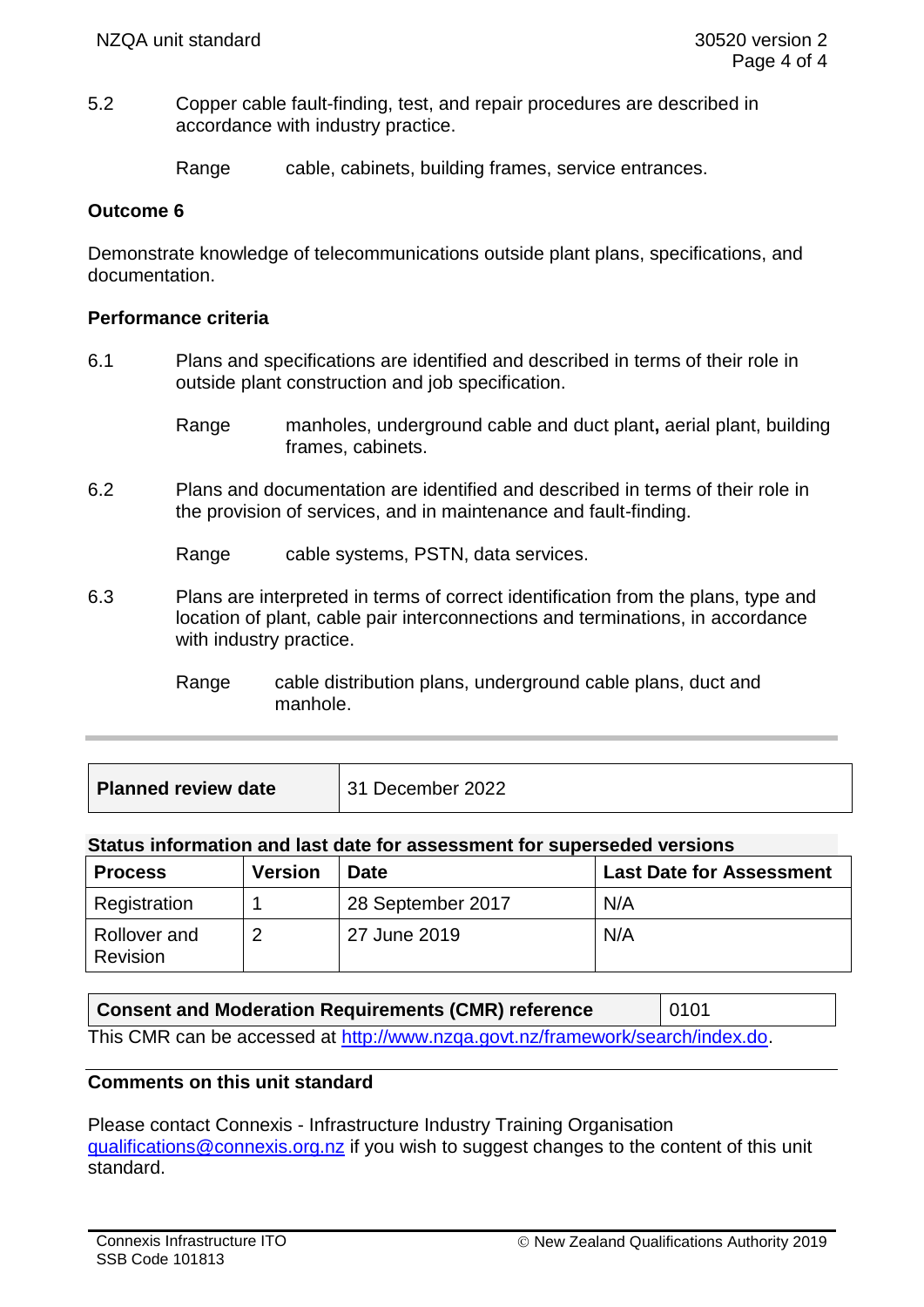5.2 Copper cable fault-finding, test, and repair procedures are described in accordance with industry practice.

Range cable, cabinets, building frames, service entrances.

**Outcome 6**

Demonstrate knowledge of telecommunications outside plant plans, specifications, and documentation.

**Performance criteria**

6.1 Plans and specifications are identified and described in terms of their role in outside plant construction and job specification.

Range manholes, underground cable and duct plant**,** aerial plant, building frames, cabinets.

6.2 Plans and documentation are identified and described in terms of their role in the provision of services, and in maintenance and fault-finding.

Range cable systems, PSTN, data services.

6.3 Plans are interpreted in terms of correct identification from the plans, type and location of plant, cable pair interconnections and terminations, in accordance with industry practice.

Range cable distribution plans, underground cable plans, duct and manhole.

| | |
|---|---|
| **Planned review date** | 31 December 2022 |

**Status information and last date for assessment for superseded versions**

| Process | Version | Date | Last Date for Assessment |
|---|---|---|---|
| Registration | 1 | 28 September 2017 | N/A |
| Rollover and Revision | 2 | 27 June 2019 | N/A |

| | |
|---|---|
| **Consent and Moderation Requirements (CMR) reference** | 0101 |

This CMR can be accessed at http://www.nzqa.govt.nz/framework/search/index.do.

**Comments on this unit standard**

Please contact Connexis - Infrastructure Industry Training Organisation qualifications@connexis.org.nz if you wish to suggest changes to the content of this unit standard.